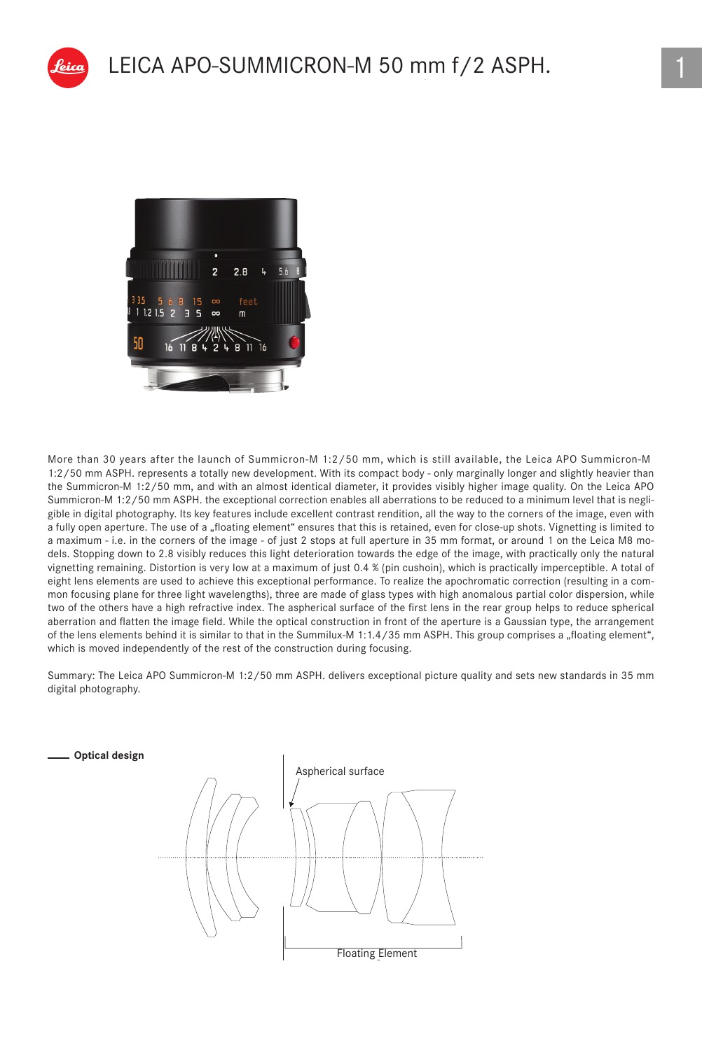# LEICA APO-SUMMICRON-M 50 mm f/2 ASPH.

More than 30 years after the launch of Summicron-M 1:2/50 mm, which is still available, the Leica APO Summicron-M 1:2/50 mm ASPH. represents a totally new development. With its compact body - only marginally longer and slightly heavier than the Summicron-M 1:2/50 mm, and with an almost identical diameter, it provides visibly higher image quality. On the Leica APO Summicron-M 1:2/50 mm ASPH. the exceptional correction enables all aberrations to be reduced to a minimum level that is negligible in digital photography. Its key features include excellent contrast rendition, all the way to the corners of the image, even with a fully open aperture. The use of a „floating element" ensures that this is retained, even for close-up shots. Vignetting is limited to a maximum - i.e. in the corners of the image - of just 2 stops at full aperture in 35 mm format, or around 1 on the Leica M8 models. Stopping down to 2.8 visibly reduces this light deterioration towards the edge of the image, with practically only the natural vignetting remaining. Distortion is very low at a maximum of just 0.4 % (pin cushoin), which is practically imperceptible. A total of eight lens elements are used to achieve this exceptional performance. To realize the apochromatic correction (resulting in a common focusing plane for three light wavelengths), three are made of glass types with high anomalous partial color dispersion, while two of the others have a high refractive index. The aspherical surface of the first lens in the rear group helps to reduce spherical aberration and flatten the image field. While the optical construction in front of the aperture is a Gaussian type, the arrangement of the lens elements behind it is similar to that in the Summilux-M 1:1.4/35 mm ASPH. This group comprises a „floating element", which is moved independently of the rest of the construction during focusing.

Summary: The Leica APO Summicron-M 1:2/50 mm ASPH. delivers exceptional picture quality and sets new standards in 35 mm digital photography.

**Optical design**

Aspherical surface

Floating Element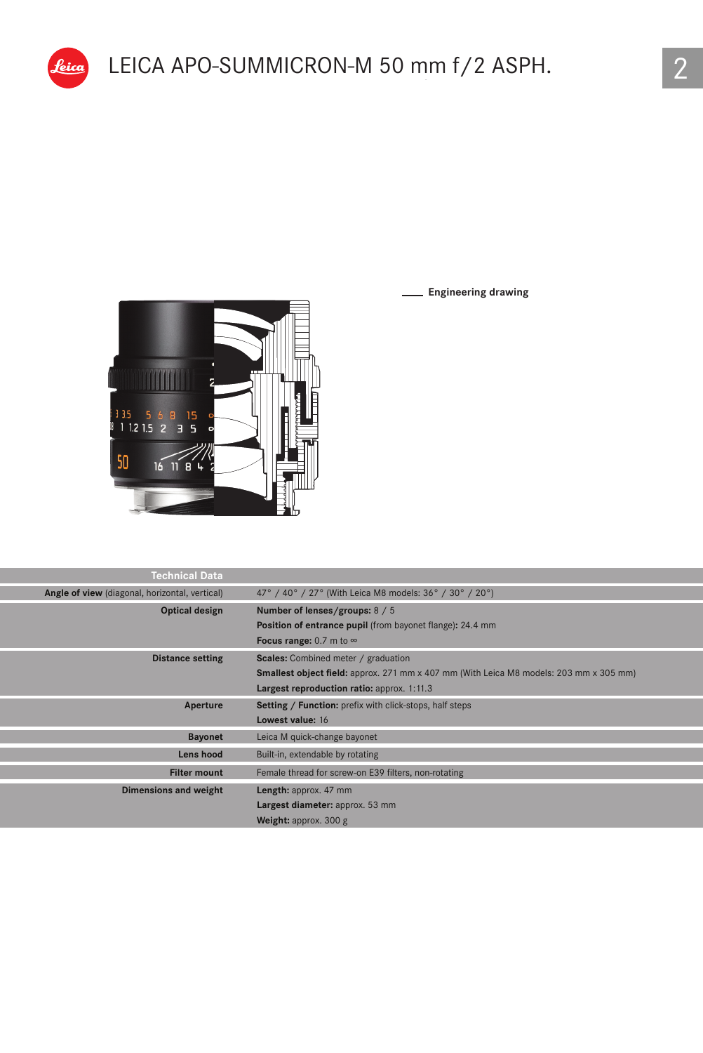# LEICA APO-SUMMICRON-M 50 mm f/2 ASPH.

Engineering drawing

| Technical Data | |
|---|---|
| **Angle of view** (diagonal, horizontal, vertical) | 47° / 40° / 27° (With Leica M8 models: 36° / 30° / 20°) |
| **Optical design** | **Number of lenses/groups:** 8 / 5<br>**Position of entrance pupil** (from bayonet flange)**:** 24.4 mm<br>**Focus range:** 0.7 m to ∞ |
| **Distance setting** | **Scales:** Combined meter / graduation<br>**Smallest object field:** approx. 271 mm x 407 mm (With Leica M8 models: 203 mm x 305 mm)<br>**Largest reproduction ratio:** approx. 1:11.3 |
| **Aperture** | **Setting / Function:** prefix with click-stops, half steps<br>**Lowest value:** 16 |
| **Bayonet** | Leica M quick-change bayonet |
| **Lens hood** | Built-in, extendable by rotating |
| **Filter mount** | Female thread for screw-on E39 filters, non-rotating |
| **Dimensions and weight** | **Length:** approx. 47 mm<br>**Largest diameter:** approx. 53 mm<br>**Weight:** approx. 300 g |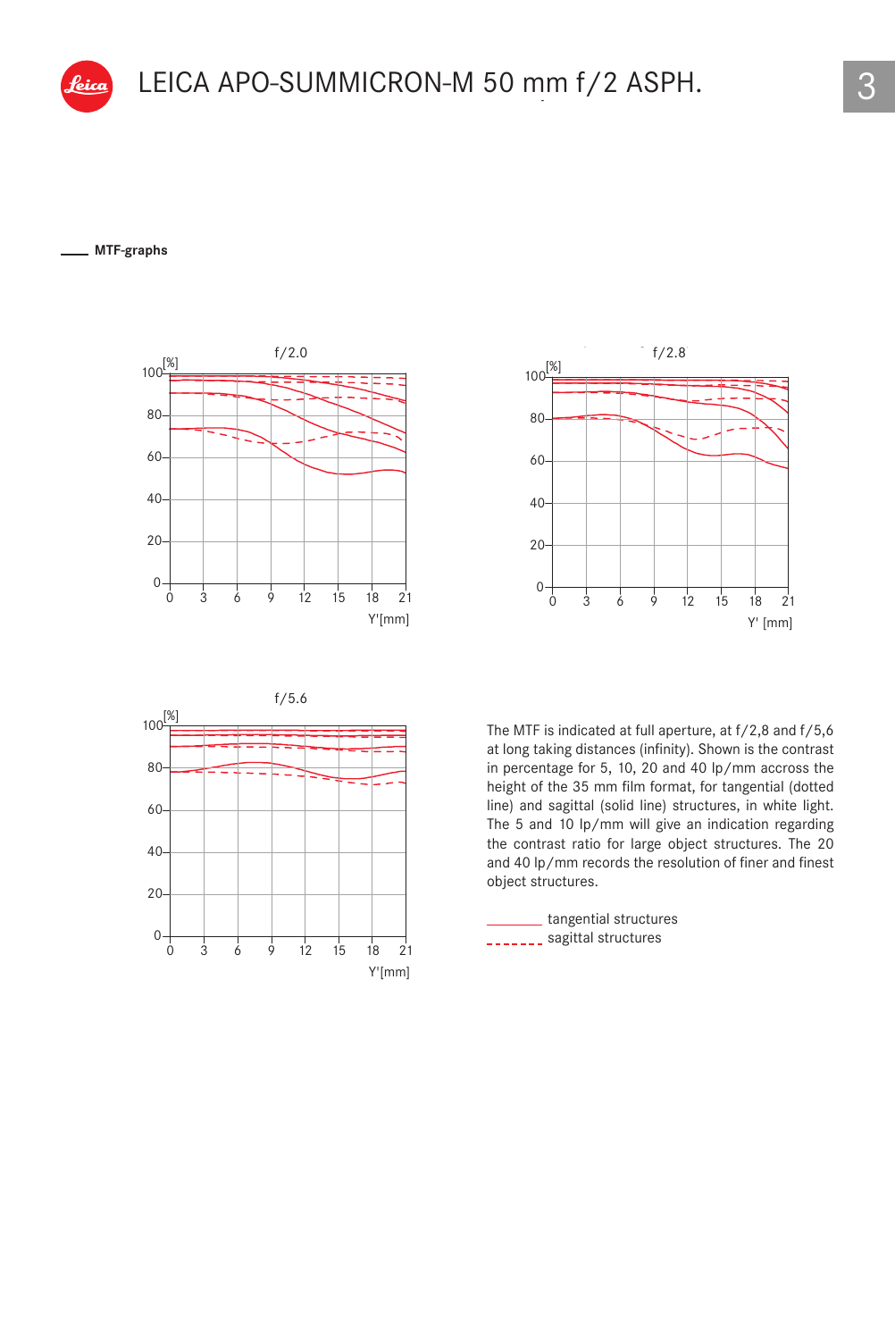# LEICA APO-SUMMICRON-M 50 mm f/2 ASPH.

## MTF-graphs

f/2.0

[%]

100, 80, 60, 40, 20, 0

0, 3, 6, 9, 12, 15, 18, 21

Y'[mm]

f/2.8

[%]

100, 80, 60, 40, 20, 0

0, 3, 6, 9, 12, 15, 18, 21

Y' [mm]

f/5.6

[%]

100, 80, 60, 40, 20, 0

0, 3, 6, 9, 12, 15, 18, 21

Y'[mm]

The MTF is indicated at full aperture, at f/2,8 and f/5,6 at long taking distances (infinity). Shown is the contrast in percentage for 5, 10, 20 and 40 lp/mm accross the height of the 35 mm film format, for tangential (dotted line) and sagittal (solid line) structures, in white light. The 5 and 10 lp/mm will give an indication regarding the contrast ratio for large object structures. The 20 and 40 lp/mm records the resolution of finer and finest object structures.

\_\_\_\_\_\_\_\_ tangential structures

\- - - - - - - sagittal structures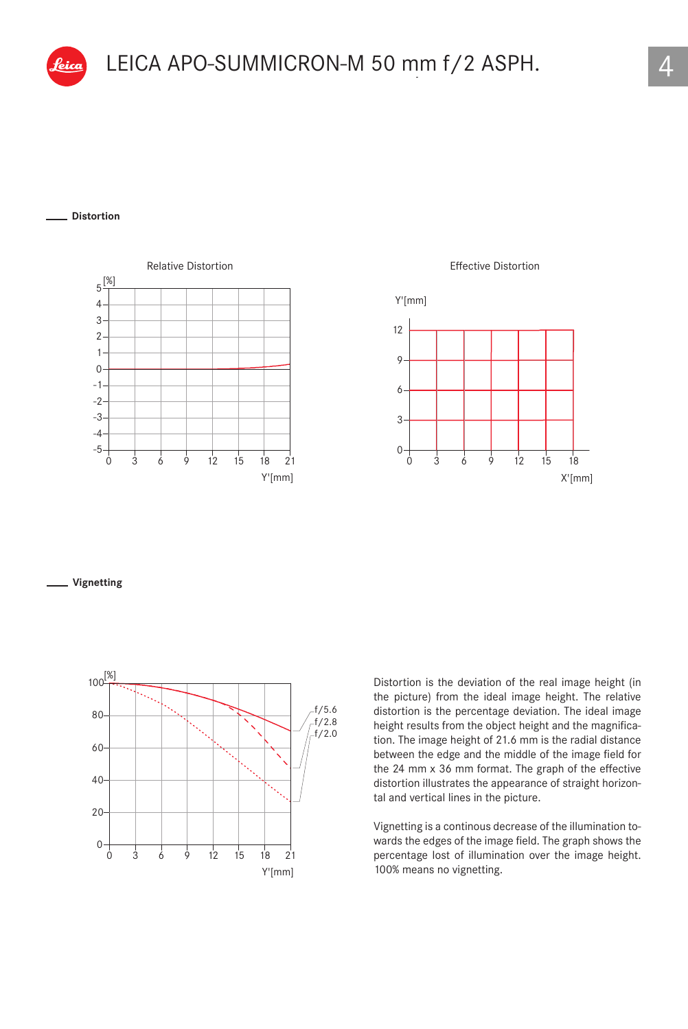# LEICA APO-SUMMICRON-M 50 mm f/2 ASPH.

## Distortion

Relative Distortion

Effective Distortion

## Vignetting

Distortion is the deviation of the real image height (in the picture) from the ideal image height. The relative distortion is the percentage deviation. The ideal image height results from the object height and the magnification. The image height of 21.6 mm is the radial distance between the edge and the middle of the image field for the 24 mm x 36 mm format. The graph of the effective distortion illustrates the appearance of straight horizontal and vertical lines in the picture.

Vignetting is a continous decrease of the illumination towards the edges of the image field. The graph shows the percentage lost of illumination over the image height. 100% means no vignetting.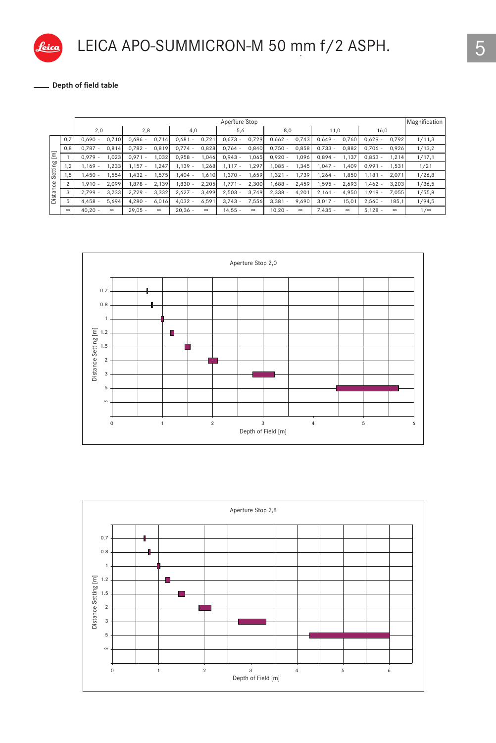# LEICA APO-SUMMICRON-M 50 mm f/2 ASPH.

## Depth of field table

| Distance Setting [m] | Aperture Stop 2,0 | 2,8 | 4,0 | 5,6 | 8,0 | 11,0 | 16,0 | Magnification |
|---|---|---|---|---|---|---|---|---|
| 0,7 | 0,690 - 0,710 | 0,686 - 0,714 | 0,681 - 0,721 | 0,673 - 0,729 | 0,662 - 0,743 | 0,649 - 0,760 | 0,629 - 0,792 | 1/11,3 |
| 0,8 | 0,787 - 0,814 | 0,782 - 0,819 | 0,774 - 0,828 | 0,764 - 0,840 | 0,750 - 0,858 | 0,733 - 0,882 | 0,706 - 0,926 | 1/13,2 |
| 1 | 0,979 - 1,023 | 0,971 - 1,032 | 0,958 - 1,046 | 0,943 - 1,065 | 0,920 - 1,096 | 0,894 - 1,137 | 0,853 - 1,214 | 1/17,1 |
| 1,2 | 1,169 - 1,233 | 1,157 - 1,247 | 1,139 - 1,268 | 1,117 - 1,297 | 1,085 - 1,345 | 1,047 - 1,409 | 0,991 - 1,531 | 1/21 |
| 1,5 | 1,450 - 1,554 | 1,432 - 1,575 | 1,404 - 1,610 | 1,370 - 1,659 | 1,321 - 1,739 | 1,264 - 1,850 | 1,181 - 2,071 | 1/26,8 |
| 2 | 1,910 - 2,099 | 1,878 - 2,139 | 1,830 - 2,205 | 1,771 - 2,300 | 1,688 - 2,459 | 1,595 - 2,693 | 1,462 - 3,203 | 1/36,5 |
| 3 | 2,799 - 3,233 | 2,729 - 3,332 | 2,627 - 3,499 | 2,503 - 3,749 | 2,338 - 4,201 | 2,161 - 4,950 | 1,919 - 7,055 | 1/55,8 |
| 5 | 4,458 - 5,694 | 4,280 - 6,016 | 4,032 - 6,591 | 3,743 - 7,556 | 3,381 - 9,690 | 3,017 - 15,01 | 2,560 - 185,1 | 1/94,5 |
| ∞ | 40,20 - ∞ | 29,05 - ∞ | 20,36 - ∞ | 14,55 - ∞ | 10,20 - ∞ | 7,435 - ∞ | 5,128 - ∞ | 1/∞ |

Aperture Stop 2,0

Distance Setting [m] / Depth of Field [m]

Aperture Stop 2,8

Distance Setting [m] / Depth of Field [m]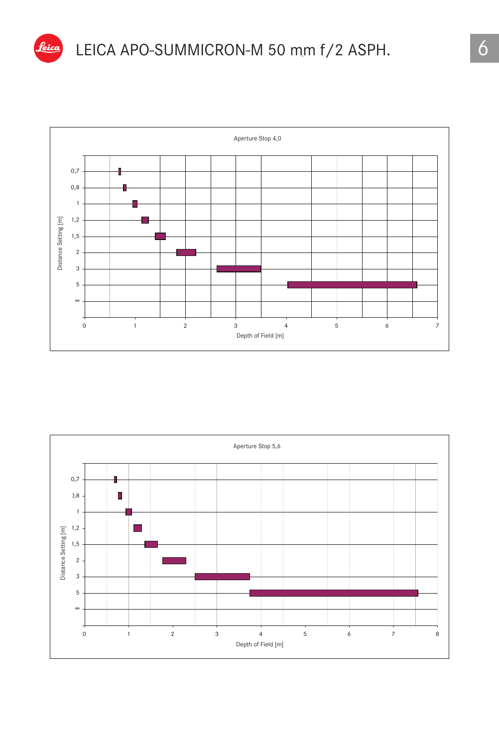# LEICA APO-SUMMICRON-M 50 mm f/2 ASPH.

Aperture Stop 4,0

Distance Setting [m]: 0,7 · 0,8 · 1 · 1,2 · 1,5 · 2 · 3 · 5 · ∞

Depth of Field [m]: 0 · 1 · 2 · 3 · 4 · 5 · 6 · 7

Aperture Stop 5,6

Distance Setting [m]: 0,7 · 0,8 · 1 · 1,2 · 1,5 · 2 · 3 · 5 · ∞

Depth of Field [m]: 0 · 1 · 2 · 3 · 4 · 5 · 6 · 7 · 8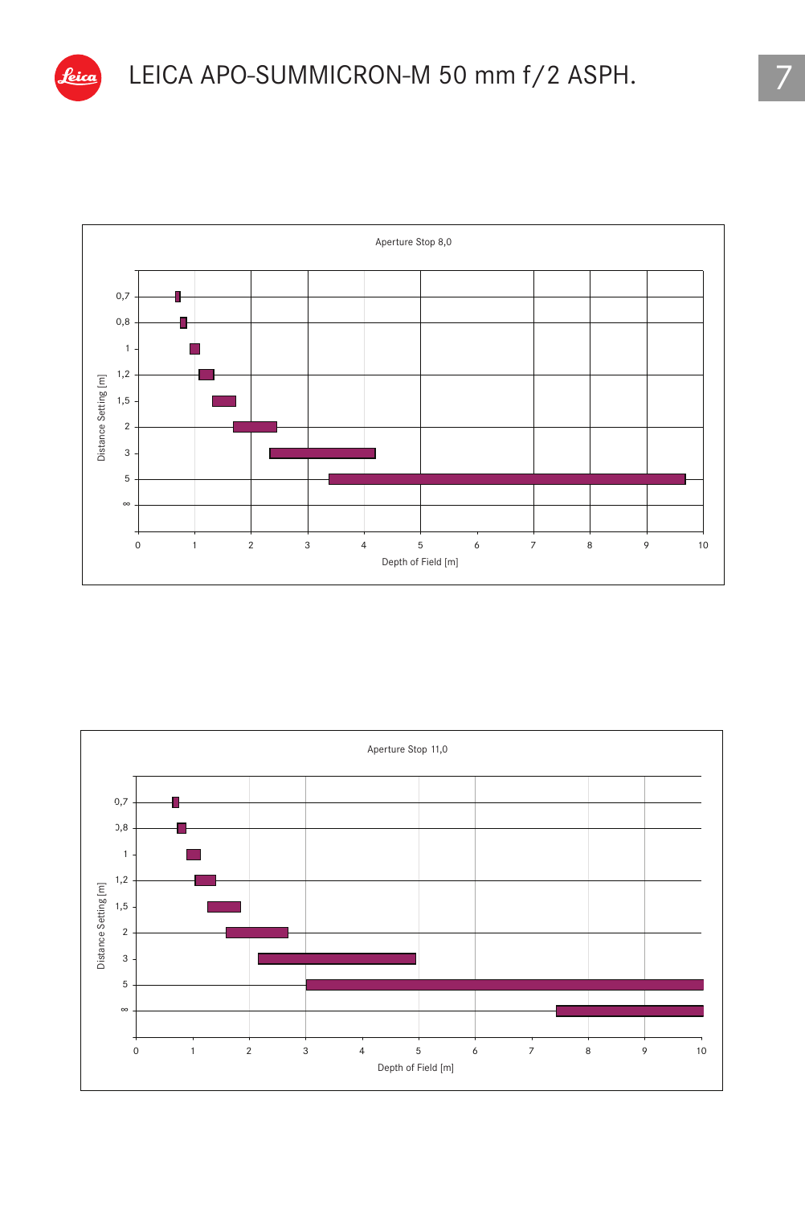# LEICA APO-SUMMICRON-M 50 mm f/2 ASPH.

Aperture Stop 8,0

Distance Setting [m]: 0,7 · 0,8 · 1 · 1,2 · 1,5 · 2 · 3 · 5 · ∞

Depth of Field [m]: 0 · 1 · 2 · 3 · 4 · 5 · 6 · 7 · 8 · 9 · 10

Aperture Stop 11,0

Distance Setting [m]: 0,7 · 0,8 · 1 · 1,2 · 1,5 · 2 · 3 · 5 · ∞

Depth of Field [m]: 0 · 1 · 2 · 3 · 4 · 5 · 6 · 7 · 8 · 9 · 10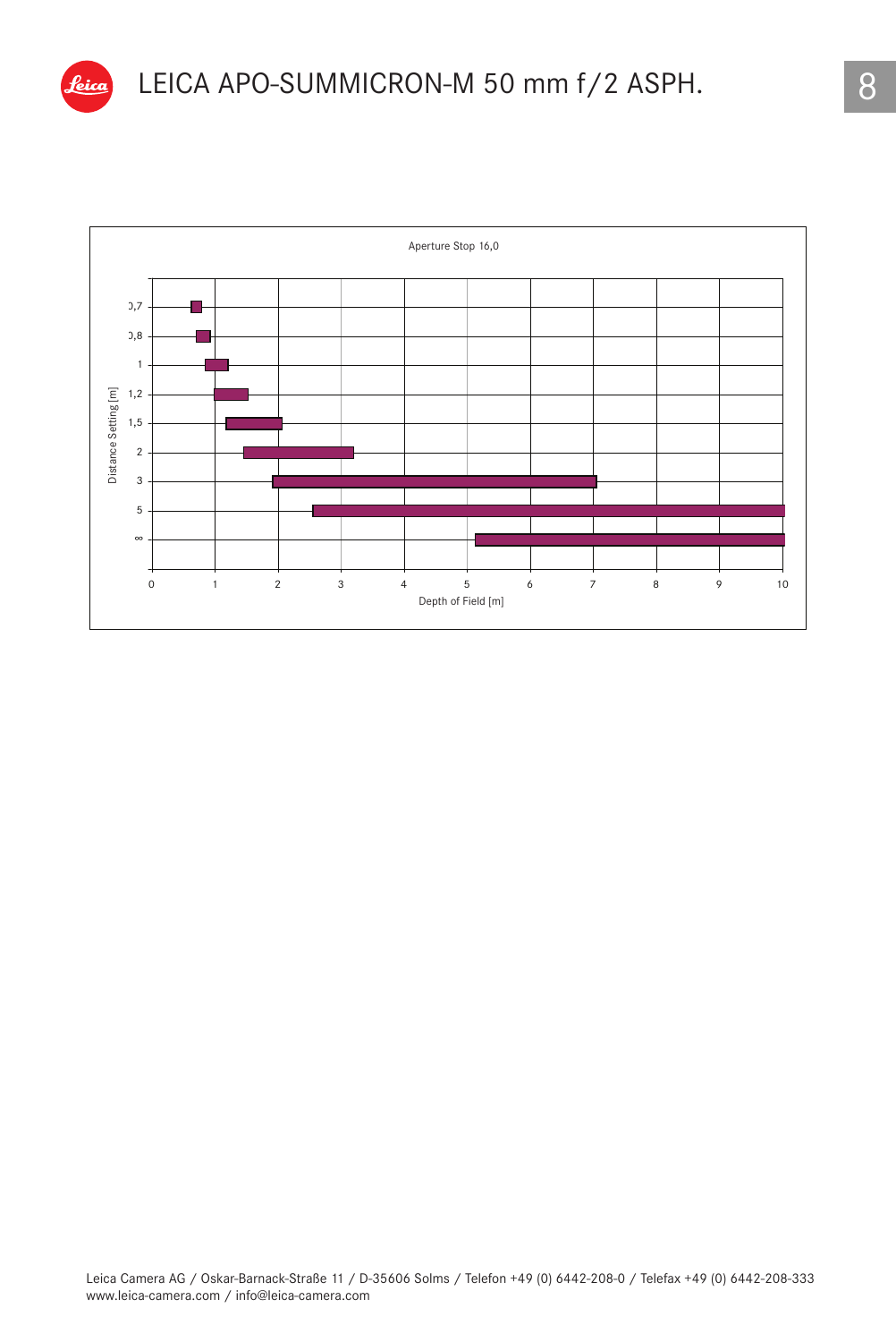# LEICA APO-SUMMICRON-M 50 mm f/2 ASPH.

Aperture Stop 16,0

Distance Setting [m]

0,7
0,8
1
1,2
1,5
2
3
5
∞

0 1 2 3 4 5 6 7 8 9 10

Depth of Field [m]

Leica Camera AG / Oskar-Barnack-Straße 11 / D-35606 Solms / Telefon +49 (0) 6442-208-0 / Telefax +49 (0) 6442-208-333
www.leica-camera.com / info@leica-camera.com